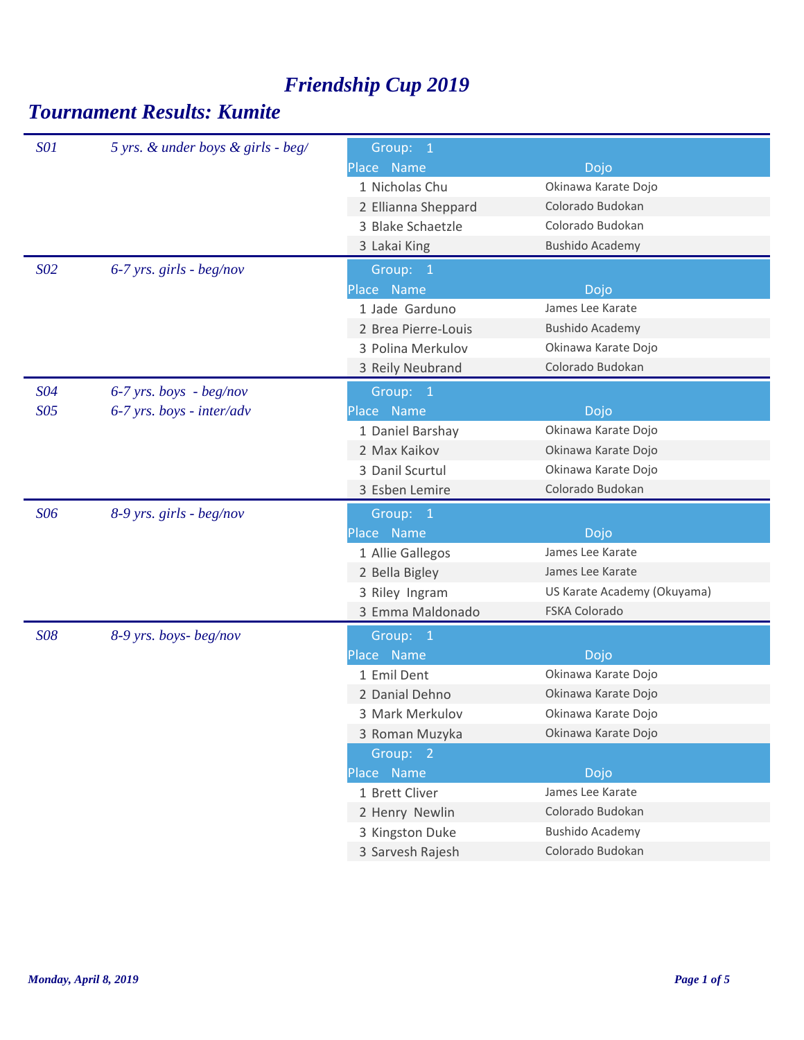# *Friendship Cup 2019*

## *Tournament Results: Kumite*

**S01** *5 yrs. & under boys & girls - beg/*

Group: 1

| Place | Name | Dojo |
|---|---|---|
| 1 | Nicholas Chu | Okinawa Karate Dojo |
| 2 | Ellianna Sheppard | Colorado Budokan |
| 3 | Blake Schaetzle | Colorado Budokan |
| 3 | Lakai King | Bushido Academy |

**S02** *6-7 yrs. girls - beg/nov*

Group: 1

| Place | Name | Dojo |
|---|---|---|
| 1 | Jade Garduno | James Lee Karate |
| 2 | Brea Pierre-Louis | Bushido Academy |
| 3 | Polina Merkulov | Okinawa Karate Dojo |
| 3 | Reily Neubrand | Colorado Budokan |

**S04** *6-7 yrs. boys - beg/nov*
**S05** *6-7 yrs. boys - inter/adv*

Group: 1

| Place | Name | Dojo |
|---|---|---|
| 1 | Daniel Barshay | Okinawa Karate Dojo |
| 2 | Max Kaikov | Okinawa Karate Dojo |
| 3 | Danil Scurtul | Okinawa Karate Dojo |
| 3 | Esben Lemire | Colorado Budokan |

**S06** *8-9 yrs. girls - beg/nov*

Group: 1

| Place | Name | Dojo |
|---|---|---|
| 1 | Allie Gallegos | James Lee Karate |
| 2 | Bella Bigley | James Lee Karate |
| 3 | Riley Ingram | US Karate Academy (Okuyama) |
| 3 | Emma Maldonado | FSKA Colorado |

**S08** *8-9 yrs. boys- beg/nov*

Group: 1

| Place | Name | Dojo |
|---|---|---|
| 1 | Emil Dent | Okinawa Karate Dojo |
| 2 | Danial Dehno | Okinawa Karate Dojo |
| 3 | Mark Merkulov | Okinawa Karate Dojo |
| 3 | Roman Muzyka | Okinawa Karate Dojo |

Group: 2

| Place | Name | Dojo |
|---|---|---|
| 1 | Brett Cliver | James Lee Karate |
| 2 | Henry Newlin | Colorado Budokan |
| 3 | Kingston Duke | Bushido Academy |
| 3 | Sarvesh Rajesh | Colorado Budokan |

*Monday, April 8, 2019*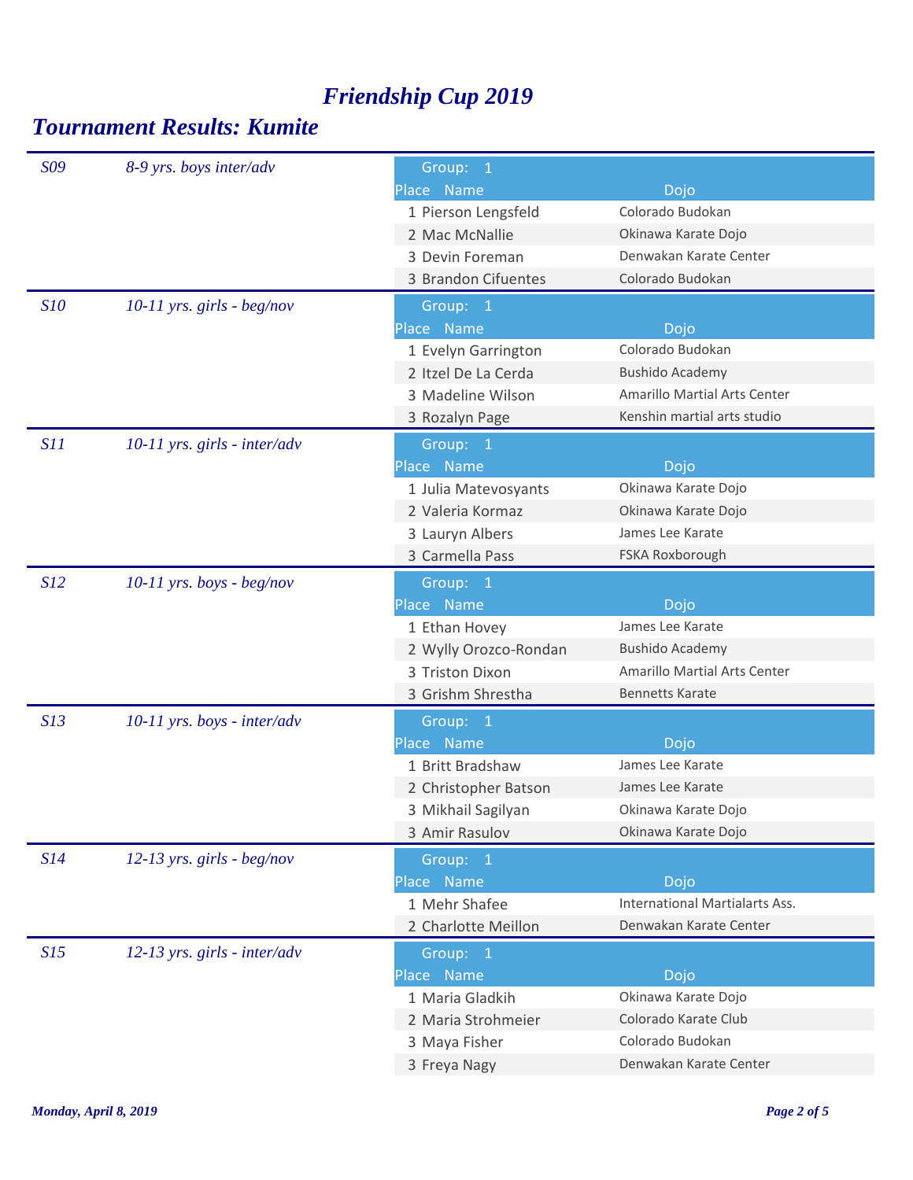# Friendship Cup 2019

## Tournament Results: Kumite

### S09 — 8-9 yrs. boys inter/adv

Group: 1

| Place | Name | Dojo |
|---|---|---|
| 1 | Pierson Lengsfeld | Colorado Budokan |
| 2 | Mac McNallie | Okinawa Karate Dojo |
| 3 | Devin Foreman | Denwakan Karate Center |
| 3 | Brandon Cifuentes | Colorado Budokan |

### S10 — 10-11 yrs. girls - beg/nov

Group: 1

| Place | Name | Dojo |
|---|---|---|
| 1 | Evelyn Garrington | Colorado Budokan |
| 2 | Itzel De La Cerda | Bushido Academy |
| 3 | Madeline Wilson | Amarillo Martial Arts Center |
| 3 | Rozalyn Page | Kenshin martial arts studio |

### S11 — 10-11 yrs. girls - inter/adv

Group: 1

| Place | Name | Dojo |
|---|---|---|
| 1 | Julia Matevosyants | Okinawa Karate Dojo |
| 2 | Valeria Kormaz | Okinawa Karate Dojo |
| 3 | Lauryn Albers | James Lee Karate |
| 3 | Carmella Pass | FSKA Roxborough |

### S12 — 10-11 yrs. boys - beg/nov

Group: 1

| Place | Name | Dojo |
|---|---|---|
| 1 | Ethan Hovey | James Lee Karate |
| 2 | Wylly Orozco-Rondan | Bushido Academy |
| 3 | Triston Dixon | Amarillo Martial Arts Center |
| 3 | Grishm Shrestha | Bennetts Karate |

### S13 — 10-11 yrs. boys - inter/adv

Group: 1

| Place | Name | Dojo |
|---|---|---|
| 1 | Britt Bradshaw | James Lee Karate |
| 2 | Christopher Batson | James Lee Karate |
| 3 | Mikhail Sagilyan | Okinawa Karate Dojo |
| 3 | Amir Rasulov | Okinawa Karate Dojo |

### S14 — 12-13 yrs. girls - beg/nov

Group: 1

| Place | Name | Dojo |
|---|---|---|
| 1 | Mehr Shafee | International Martialarts Ass. |
| 2 | Charlotte Meillon | Denwakan Karate Center |

### S15 — 12-13 yrs. girls - inter/adv

Group: 1

| Place | Name | Dojo |
|---|---|---|
| 1 | Maria Gladkih | Okinawa Karate Dojo |
| 2 | Maria Strohmeier | Colorado Karate Club |
| 3 | Maya Fisher | Colorado Budokan |
| 3 | Freya Nagy | Denwakan Karate Center |

*Monday, April 8, 2019*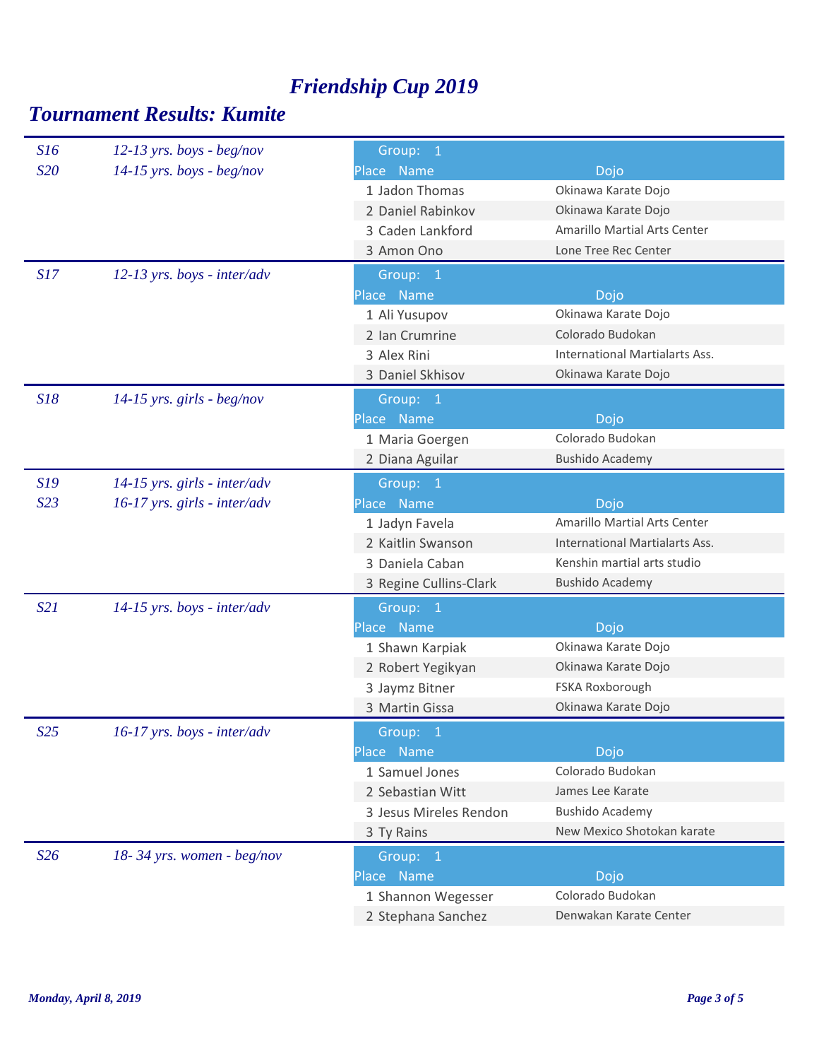# Friendship Cup 2019

## Tournament Results: Kumite

**S16** *12-13 yrs. boys - beg/nov*
**S20** *14-15 yrs. boys - beg/nov*

Group: 1

| Place | Name | Dojo |
|---|---|---|
| 1 | Jadon Thomas | Okinawa Karate Dojo |
| 2 | Daniel Rabinkov | Okinawa Karate Dojo |
| 3 | Caden Lankford | Amarillo Martial Arts Center |
| 3 | Amon Ono | Lone Tree Rec Center |

**S17** *12-13 yrs. boys - inter/adv*

Group: 1

| Place | Name | Dojo |
|---|---|---|
| 1 | Ali Yusupov | Okinawa Karate Dojo |
| 2 | Ian Crumrine | Colorado Budokan |
| 3 | Alex Rini | International Martialarts Ass. |
| 3 | Daniel Skhisov | Okinawa Karate Dojo |

**S18** *14-15 yrs. girls - beg/nov*

Group: 1

| Place | Name | Dojo |
|---|---|---|
| 1 | Maria Goergen | Colorado Budokan |
| 2 | Diana Aguilar | Bushido Academy |

**S19** *14-15 yrs. girls - inter/adv*
**S23** *16-17 yrs. girls - inter/adv*

Group: 1

| Place | Name | Dojo |
|---|---|---|
| 1 | Jadyn Favela | Amarillo Martial Arts Center |
| 2 | Kaitlin Swanson | International Martialarts Ass. |
| 3 | Daniela Caban | Kenshin martial arts studio |
| 3 | Regine Cullins-Clark | Bushido Academy |

**S21** *14-15 yrs. boys - inter/adv*

Group: 1

| Place | Name | Dojo |
|---|---|---|
| 1 | Shawn Karpiak | Okinawa Karate Dojo |
| 2 | Robert Yegikyan | Okinawa Karate Dojo |
| 3 | Jaymz Bitner | FSKA Roxborough |
| 3 | Martin Gissa | Okinawa Karate Dojo |

**S25** *16-17 yrs. boys - inter/adv*

Group: 1

| Place | Name | Dojo |
|---|---|---|
| 1 | Samuel Jones | Colorado Budokan |
| 2 | Sebastian Witt | James Lee Karate |
| 3 | Jesus Mireles Rendon | Bushido Academy |
| 3 | Ty Rains | New Mexico Shotokan karate |

**S26** *18- 34 yrs. women - beg/nov*

Group: 1

| Place | Name | Dojo |
|---|---|---|
| 1 | Shannon Wegesser | Colorado Budokan |
| 2 | Stephana Sanchez | Denwakan Karate Center |

*Monday, April 8, 2019*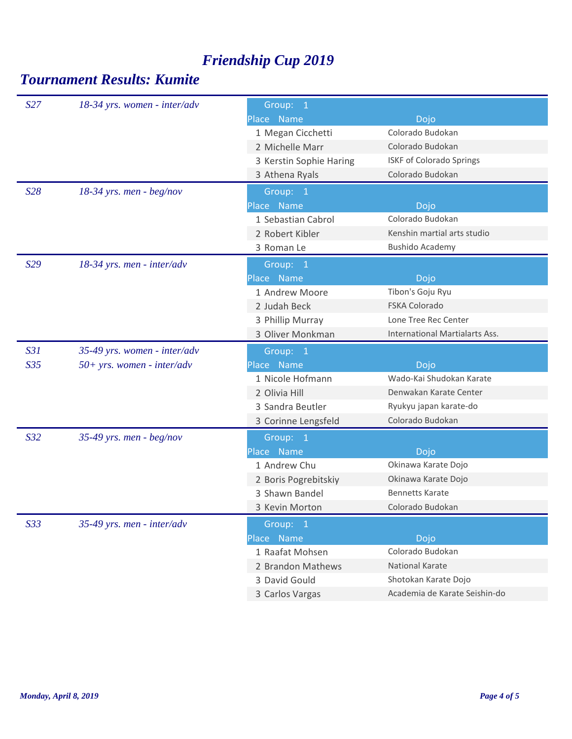# *Friendship Cup 2019*

## *Tournament Results: Kumite*

### *S27 — 18-34 yrs. women - inter/adv*

Group: 1

| Place | Name | Dojo |
|---|---|---|
| 1 | Megan Cicchetti | Colorado Budokan |
| 2 | Michelle Marr | Colorado Budokan |
| 3 | Kerstin Sophie Haring | ISKF of Colorado Springs |
| 3 | Athena Ryals | Colorado Budokan |

### *S28 — 18-34 yrs. men - beg/nov*

Group: 1

| Place | Name | Dojo |
|---|---|---|
| 1 | Sebastian Cabrol | Colorado Budokan |
| 2 | Robert Kibler | Kenshin martial arts studio |
| 3 | Roman Le | Bushido Academy |

### *S29 — 18-34 yrs. men - inter/adv*

Group: 1

| Place | Name | Dojo |
|---|---|---|
| 1 | Andrew Moore | Tibon's Goju Ryu |
| 2 | Judah Beck | FSKA Colorado |
| 3 | Phillip Murray | Lone Tree Rec Center |
| 3 | Oliver Monkman | International Martialarts Ass. |

### *S31 — 35-49 yrs. women - inter/adv*
### *S35 — 50+ yrs. women - inter/adv*

Group: 1

| Place | Name | Dojo |
|---|---|---|
| 1 | Nicole Hofmann | Wado-Kai Shudokan Karate |
| 2 | Olivia Hill | Denwakan Karate Center |
| 3 | Sandra Beutler | Ryukyu japan karate-do |
| 3 | Corinne Lengsfeld | Colorado Budokan |

### *S32 — 35-49 yrs. men - beg/nov*

Group: 1

| Place | Name | Dojo |
|---|---|---|
| 1 | Andrew Chu | Okinawa Karate Dojo |
| 2 | Boris Pogrebitskiy | Okinawa Karate Dojo |
| 3 | Shawn Bandel | Bennetts Karate |
| 3 | Kevin Morton | Colorado Budokan |

### *S33 — 35-49 yrs. men - inter/adv*

Group: 1

| Place | Name | Dojo |
|---|---|---|
| 1 | Raafat Mohsen | Colorado Budokan |
| 2 | Brandon Mathews | National Karate |
| 3 | David Gould | Shotokan Karate Dojo |
| 3 | Carlos Vargas | Academia de Karate Seishin-do |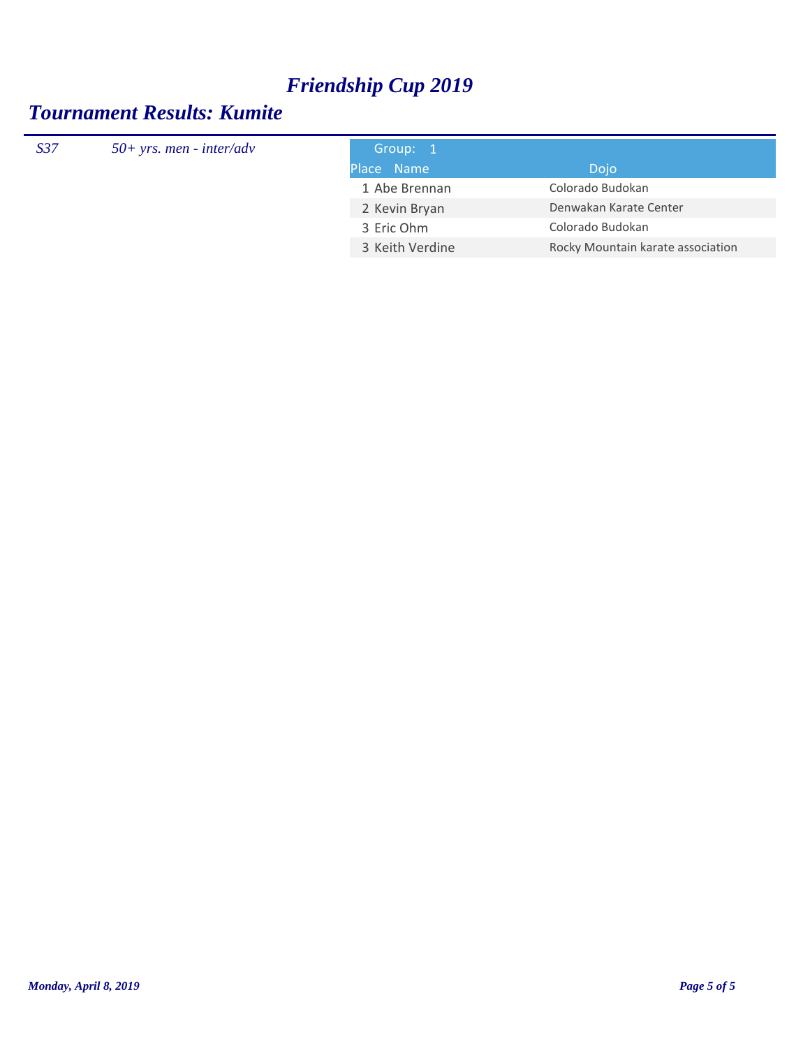# *Friendship Cup 2019*

## *Tournament Results: Kumite*

*S37* *50+ yrs. men - inter/adv*

Group: 1

| Place | Name | Dojo |
|---|---|---|
| 1 | Abe Brennan | Colorado Budokan |
| 2 | Kevin Bryan | Denwakan Karate Center |
| 3 | Eric Ohm | Colorado Budokan |
| 3 | Keith Verdine | Rocky Mountain karate association |

***Monday, April 8, 2019***